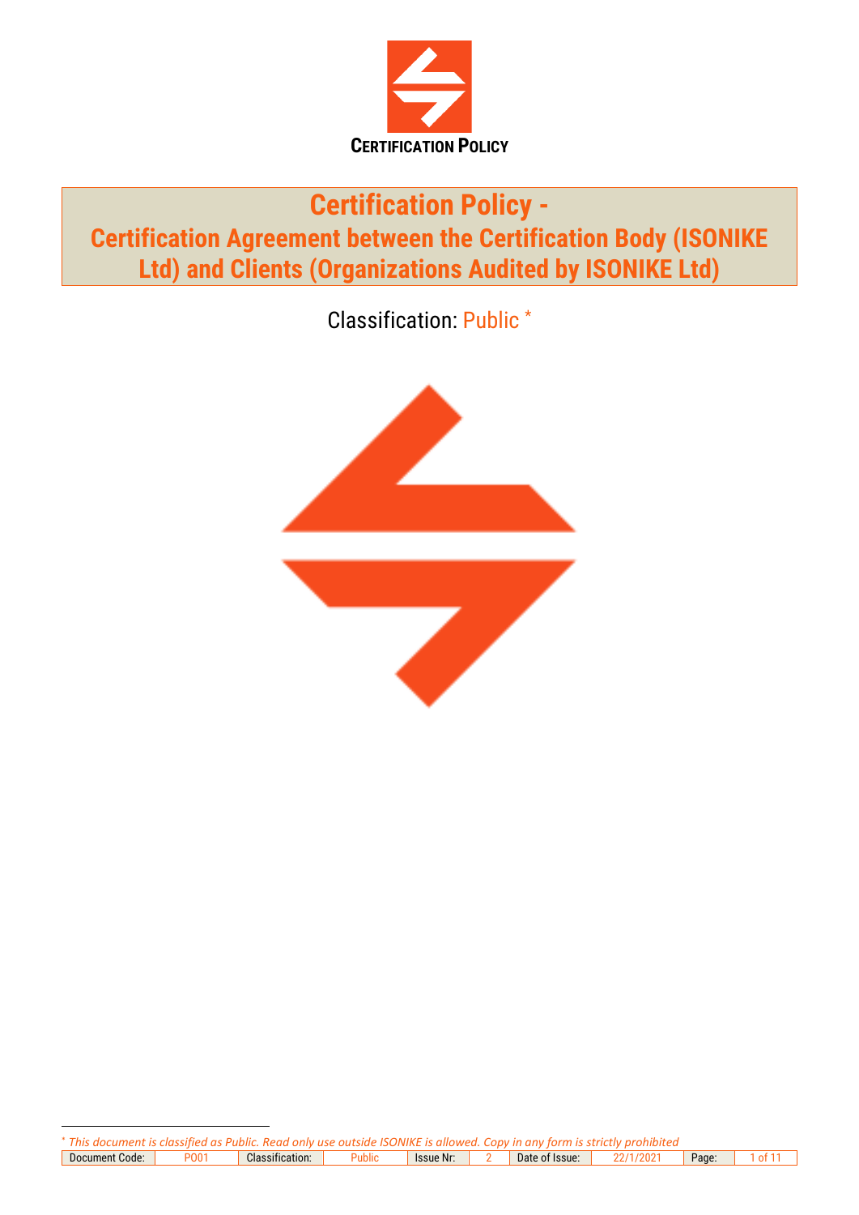**CERTIFICATION POLICY**

# Certification Policy - Certification Agreement between the Certification Body (ISONIKE Ltd) and Clients (Organizations Audited by ISONIKE Ltd)

Classification: Public *

* This document is classified as Public. Read only use outside ISONIKE is allowed. Copy in any form is strictly prohibited

| Document Code: | P001 | Classification: | Public | Issue Nr: | 2 | Date of Issue: | 22/1/2021 |
| --- | --- | --- | --- | --- | --- | --- | --- |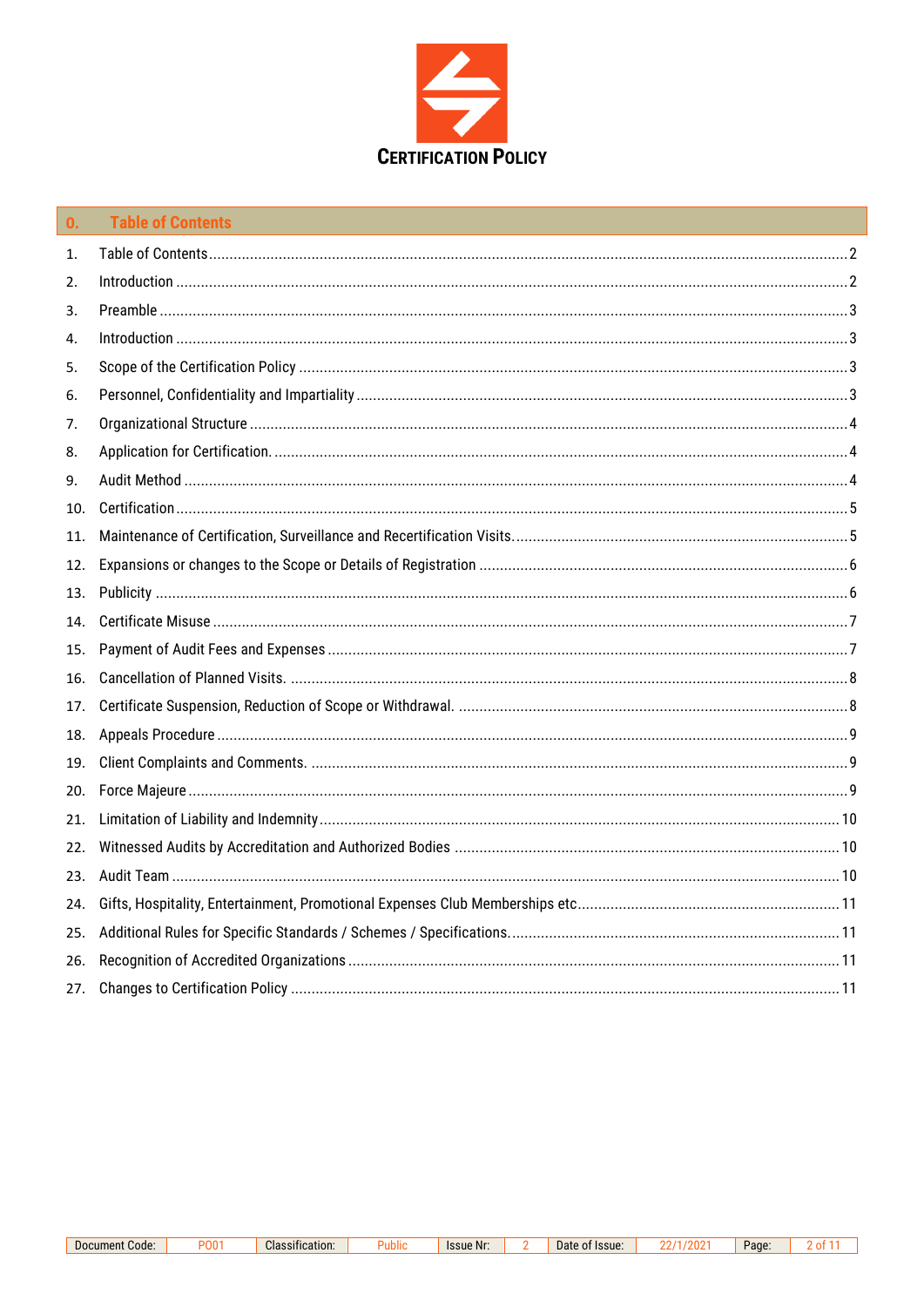**CERTIFICATION POLICY**

## 0. Table of Contents

1. Table of Contents ........ 2
2. Introduction ........ 2
3. Preamble ........ 3
4. Introduction ........ 3
5. Scope of the Certification Policy ........ 3
6. Personnel, Confidentiality and Impartiality ........ 3
7. Organizational Structure ........ 4
8. Application for Certification. ........ 4
9. Audit Method ........ 4
10. Certification ........ 5
11. Maintenance of Certification, Surveillance and Recertification Visits. ........ 5
12. Expansions or changes to the Scope or Details of Registration ........ 6
13. Publicity ........ 6
14. Certificate Misuse ........ 7
15. Payment of Audit Fees and Expenses ........ 7
16. Cancellation of Planned Visits. ........ 8
17. Certificate Suspension, Reduction of Scope or Withdrawal. ........ 8
18. Appeals Procedure ........ 9
19. Client Complaints and Comments. ........ 9
20. Force Majeure ........ 9
21. Limitation of Liability and Indemnity ........ 10
22. Witnessed Audits by Accreditation and Authorized Bodies ........ 10
23. Audit Team ........ 10
24. Gifts, Hospitality, Entertainment, Promotional Expenses Club Memberships etc ........ 11
25. Additional Rules for Specific Standards / Schemes / Specifications. ........ 11
26. Recognition of Accredited Organizations ........ 11
27. Changes to Certification Policy ........ 11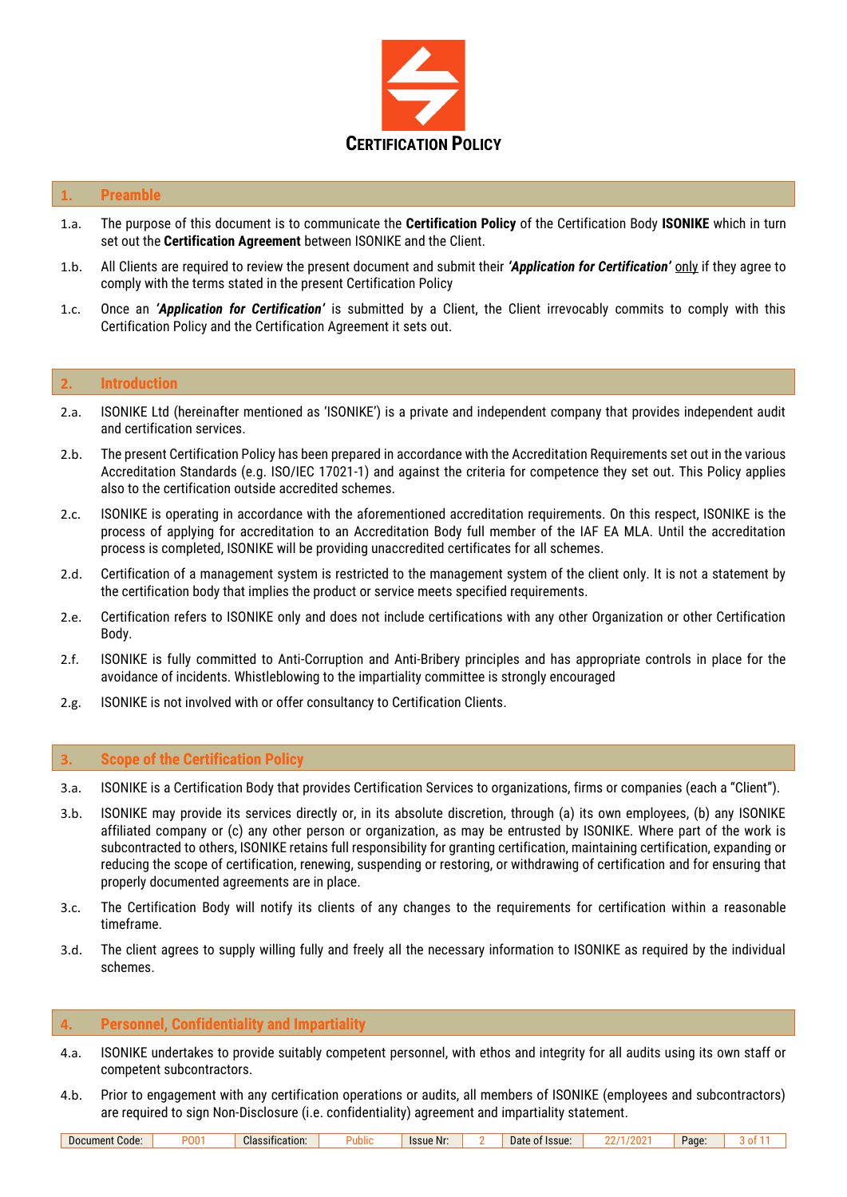# CERTIFICATION POLICY

## 1. Preamble

1.a. The purpose of this document is to communicate the **Certification Policy** of the Certification Body **ISONIKE** which in turn set out the **Certification Agreement** between ISONIKE and the Client.

1.b. All Clients are required to review the present document and submit their ***'Application for Certification'*** only if they agree to comply with the terms stated in the present Certification Policy

1.c. Once an ***'Application for Certification'*** is submitted by a Client, the Client irrevocably commits to comply with this Certification Policy and the Certification Agreement it sets out.

## 2. Introduction

2.a. ISONIKE Ltd (hereinafter mentioned as 'ISONIKE') is a private and independent company that provides independent audit and certification services.

2.b. The present Certification Policy has been prepared in accordance with the Accreditation Requirements set out in the various Accreditation Standards (e.g. ISO/IEC 17021-1) and against the criteria for competence they set out. This Policy applies also to the certification outside accredited schemes.

2.c. ISONIKE is operating in accordance with the aforementioned accreditation requirements. On this respect, ISONIKE is the process of applying for accreditation to an Accreditation Body full member of the IAF EA MLA. Until the accreditation process is completed, ISONIKE will be providing unaccredited certificates for all schemes.

2.d. Certification of a management system is restricted to the management system of the client only. It is not a statement by the certification body that implies the product or service meets specified requirements.

2.e. Certification refers to ISONIKE only and does not include certifications with any other Organization or other Certification Body.

2.f. ISONIKE is fully committed to Anti-Corruption and Anti-Bribery principles and has appropriate controls in place for the avoidance of incidents. Whistleblowing to the impartiality committee is strongly encouraged

2.g. ISONIKE is not involved with or offer consultancy to Certification Clients.

## 3. Scope of the Certification Policy

3.a. ISONIKE is a Certification Body that provides Certification Services to organizations, firms or companies (each a "Client").

3.b. ISONIKE may provide its services directly or, in its absolute discretion, through (a) its own employees, (b) any ISONIKE affiliated company or (c) any other person or organization, as may be entrusted by ISONIKE. Where part of the work is subcontracted to others, ISONIKE retains full responsibility for granting certification, maintaining certification, expanding or reducing the scope of certification, renewing, suspending or restoring, or withdrawing of certification and for ensuring that properly documented agreements are in place.

3.c. The Certification Body will notify its clients of any changes to the requirements for certification within a reasonable timeframe.

3.d. The client agrees to supply willing fully and freely all the necessary information to ISONIKE as required by the individual schemes.

## 4. Personnel, Confidentiality and Impartiality

4.a. ISONIKE undertakes to provide suitably competent personnel, with ethos and integrity for all audits using its own staff or competent subcontractors.

4.b. Prior to engagement with any certification operations or audits, all members of ISONIKE (employees and subcontractors) are required to sign Non-Disclosure (i.e. confidentiality) agreement and impartiality statement.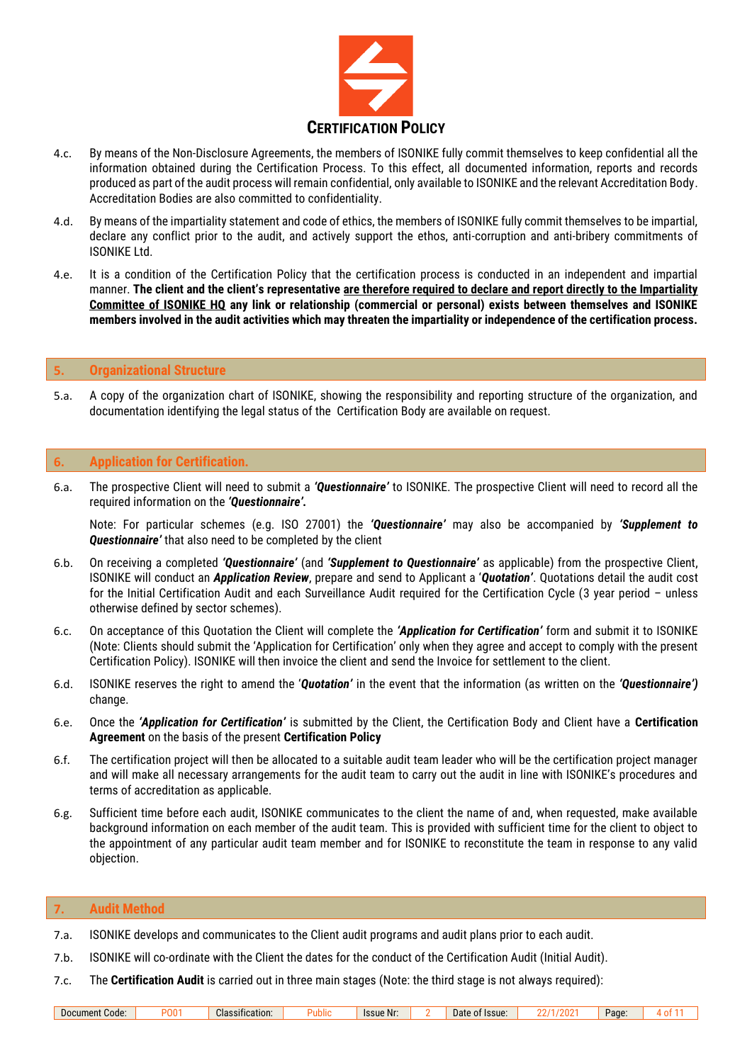4.c. By means of the Non-Disclosure Agreements, the members of ISONIKE fully commit themselves to keep confidential all the information obtained during the Certification Process. To this effect, all documented information, reports and records produced as part of the audit process will remain confidential, only available to ISONIKE and the relevant Accreditation Body. Accreditation Bodies are also committed to confidentiality.

4.d. By means of the impartiality statement and code of ethics, the members of ISONIKE fully commit themselves to be impartial, declare any conflict prior to the audit, and actively support the ethos, anti-corruption and anti-bribery commitments of ISONIKE Ltd.

4.e. It is a condition of the Certification Policy that the certification process is conducted in an independent and impartial manner. **The client and the client's representative <u>are therefore required to declare and report directly to the Impartiality Committee of ISONIKE HQ</u> any link or relationship (commercial or personal) exists between themselves and ISONIKE members involved in the audit activities which may threaten the impartiality or independence of the certification process.**

## 5. Organizational Structure

5.a. A copy of the organization chart of ISONIKE, showing the responsibility and reporting structure of the organization, and documentation identifying the legal status of the Certification Body are available on request.

## 6. Application for Certification.

6.a. The prospective Client will need to submit a ***'Questionnaire'*** to ISONIKE. The prospective Client will need to record all the required information on the ***'Questionnaire'.***

Note: For particular schemes (e.g. ISO 27001) the ***'Questionnaire'*** may also be accompanied by ***'Supplement to Questionnaire'*** that also need to be completed by the client

6.b. On receiving a completed ***'Questionnaire'*** (and ***'Supplement to Questionnaire'*** as applicable) from the prospective Client, ISONIKE will conduct an ***Application Review***, prepare and send to Applicant a '***Quotation'***. Quotations detail the audit cost for the Initial Certification Audit and each Surveillance Audit required for the Certification Cycle (3 year period – unless otherwise defined by sector schemes).

6.c. On acceptance of this Quotation the Client will complete the ***'Application for Certification'*** form and submit it to ISONIKE (Note: Clients should submit the 'Application for Certification' only when they agree and accept to comply with the present Certification Policy). ISONIKE will then invoice the client and send the Invoice for settlement to the client.

6.d. ISONIKE reserves the right to amend the '***Quotation'*** in the event that the information (as written on the ***'Questionnaire')*** change.

6.e. Once the ***'Application for Certification'*** is submitted by the Client, the Certification Body and Client have a **Certification Agreement** on the basis of the present **Certification Policy**

6.f. The certification project will then be allocated to a suitable audit team leader who will be the certification project manager and will make all necessary arrangements for the audit team to carry out the audit in line with ISONIKE's procedures and terms of accreditation as applicable.

6.g. Sufficient time before each audit, ISONIKE communicates to the client the name of and, when requested, make available background information on each member of the audit team. This is provided with sufficient time for the client to object to the appointment of any particular audit team member and for ISONIKE to reconstitute the team in response to any valid objection.

## 7. Audit Method

7.a. ISONIKE develops and communicates to the Client audit programs and audit plans prior to each audit.

7.b. ISONIKE will co-ordinate with the Client the dates for the conduct of the Certification Audit (Initial Audit).

7.c. The **Certification Audit** is carried out in three main stages (Note: the third stage is not always required):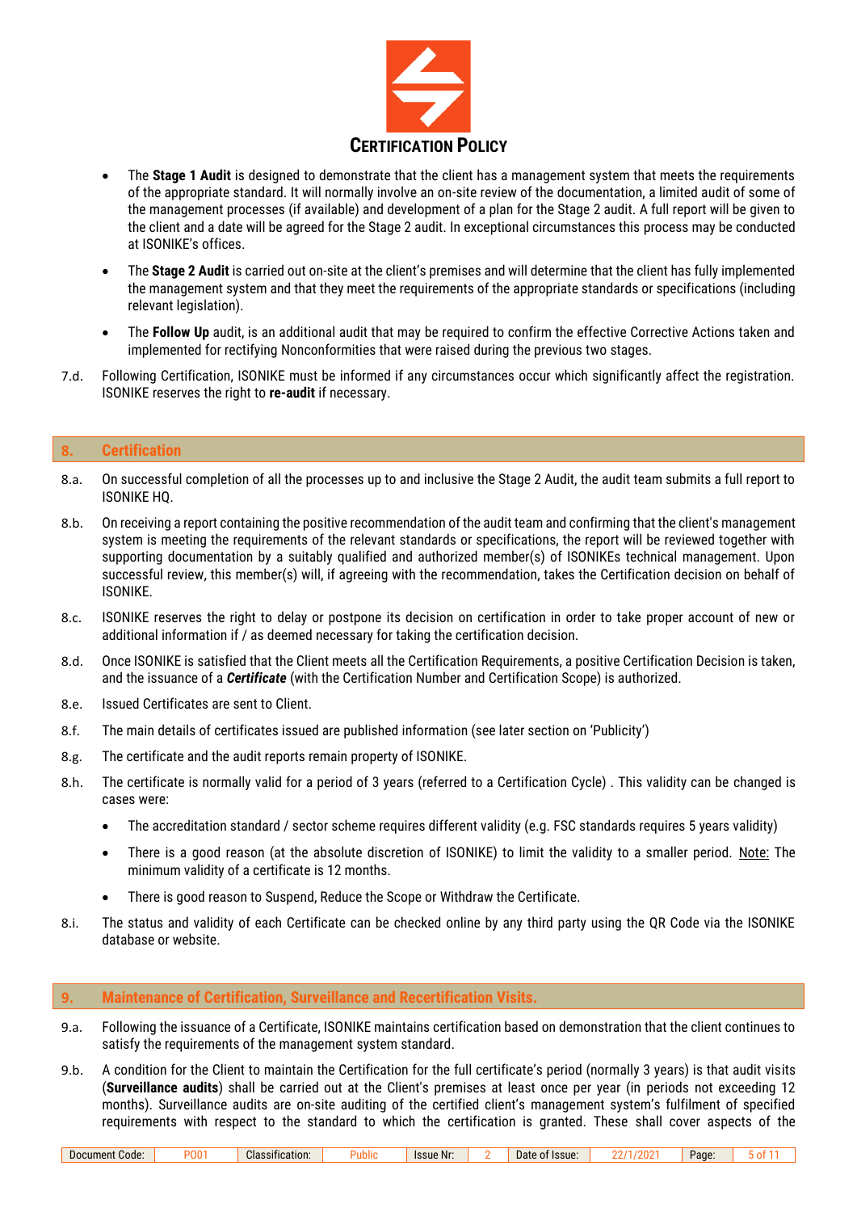- The **Stage 1 Audit** is designed to demonstrate that the client has a management system that meets the requirements of the appropriate standard. It will normally involve an on-site review of the documentation, a limited audit of some of the management processes (if available) and development of a plan for the Stage 2 audit. A full report will be given to the client and a date will be agreed for the Stage 2 audit. In exceptional circumstances this process may be conducted at ISONIKE's offices.
- The **Stage 2 Audit** is carried out on-site at the client's premises and will determine that the client has fully implemented the management system and that they meet the requirements of the appropriate standards or specifications (including relevant legislation).
- The **Follow Up** audit, is an additional audit that may be required to confirm the effective Corrective Actions taken and implemented for rectifying Nonconformities that were raised during the previous two stages.

7.d. Following Certification, ISONIKE must be informed if any circumstances occur which significantly affect the registration. ISONIKE reserves the right to **re-audit** if necessary.

## 8. Certification

8.a. On successful completion of all the processes up to and inclusive the Stage 2 Audit, the audit team submits a full report to ISONIKE HQ.

8.b. On receiving a report containing the positive recommendation of the audit team and confirming that the client's management system is meeting the requirements of the relevant standards or specifications, the report will be reviewed together with supporting documentation by a suitably qualified and authorized member(s) of ISONIKEs technical management. Upon successful review, this member(s) will, if agreeing with the recommendation, takes the Certification decision on behalf of ISONIKE.

8.c. ISONIKE reserves the right to delay or postpone its decision on certification in order to take proper account of new or additional information if / as deemed necessary for taking the certification decision.

8.d. Once ISONIKE is satisfied that the Client meets all the Certification Requirements, a positive Certification Decision is taken, and the issuance of a ***Certificate*** (with the Certification Number and Certification Scope) is authorized.

8.e. Issued Certificates are sent to Client.

8.f. The main details of certificates issued are published information (see later section on 'Publicity')

8.g. The certificate and the audit reports remain property of ISONIKE.

8.h. The certificate is normally valid for a period of 3 years (referred to a Certification Cycle) . This validity can be changed is cases were:

- The accreditation standard / sector scheme requires different validity (e.g. FSC standards requires 5 years validity)
- There is a good reason (at the absolute discretion of ISONIKE) to limit the validity to a smaller period. Note: The minimum validity of a certificate is 12 months.
- There is good reason to Suspend, Reduce the Scope or Withdraw the Certificate.

8.i. The status and validity of each Certificate can be checked online by any third party using the QR Code via the ISONIKE database or website.

## 9. Maintenance of Certification, Surveillance and Recertification Visits.

9.a. Following the issuance of a Certificate, ISONIKE maintains certification based on demonstration that the client continues to satisfy the requirements of the management system standard.

9.b. A condition for the Client to maintain the Certification for the full certificate's period (normally 3 years) is that audit visits (**Surveillance audits**) shall be carried out at the Client's premises at least once per year (in periods not exceeding 12 months). Surveillance audits are on-site auditing of the certified client's management system's fulfilment of specified requirements with respect to the standard to which the certification is granted. These shall cover aspects of the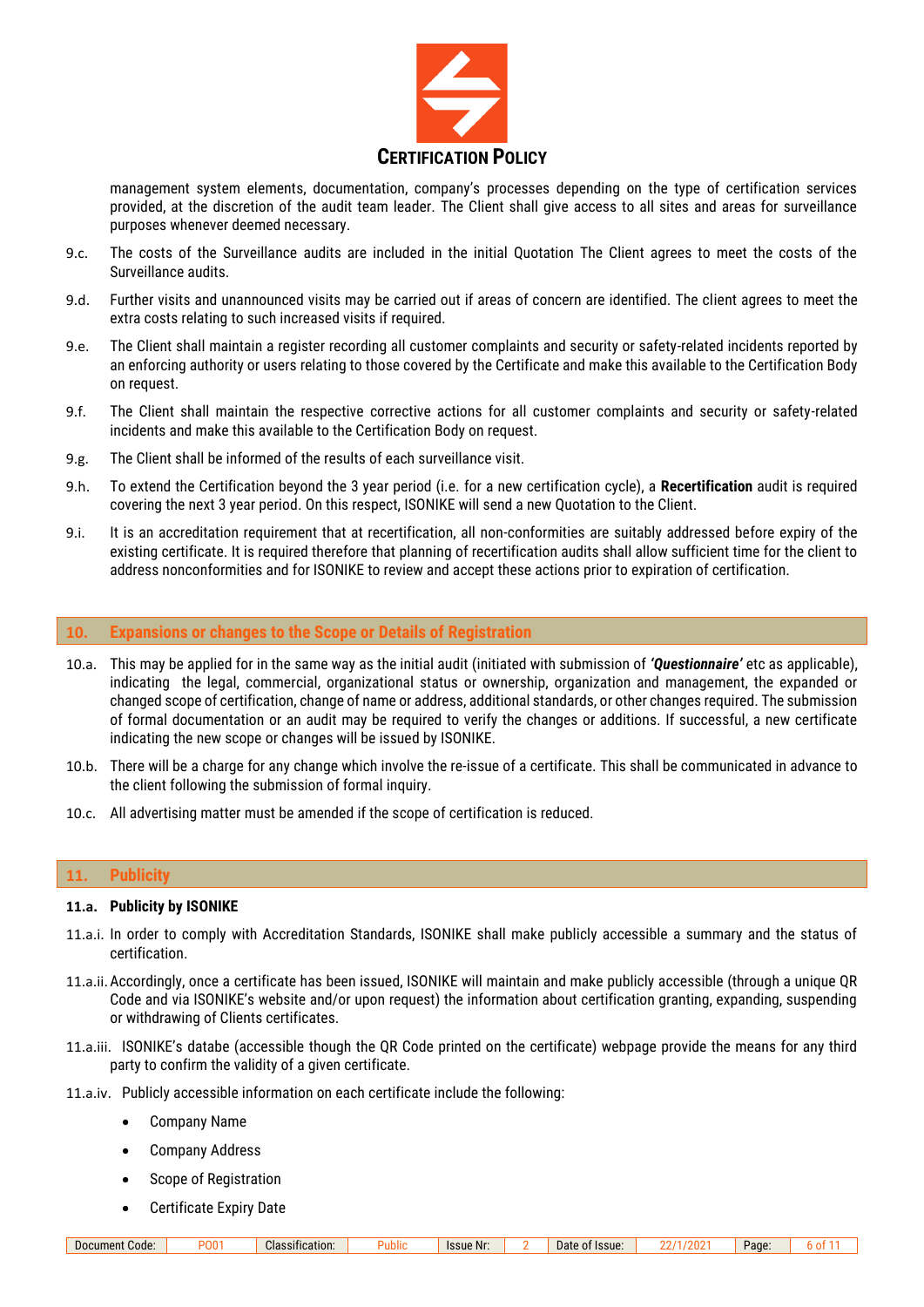management system elements, documentation, company's processes depending on the type of certification services provided, at the discretion of the audit team leader. The Client shall give access to all sites and areas for surveillance purposes whenever deemed necessary.

9.c. The costs of the Surveillance audits are included in the initial Quotation The Client agrees to meet the costs of the Surveillance audits.

9.d. Further visits and unannounced visits may be carried out if areas of concern are identified. The client agrees to meet the extra costs relating to such increased visits if required.

9.e. The Client shall maintain a register recording all customer complaints and security or safety-related incidents reported by an enforcing authority or users relating to those covered by the Certificate and make this available to the Certification Body on request.

9.f. The Client shall maintain the respective corrective actions for all customer complaints and security or safety-related incidents and make this available to the Certification Body on request.

9.g. The Client shall be informed of the results of each surveillance visit.

9.h. To extend the Certification beyond the 3 year period (i.e. for a new certification cycle), a **Recertification** audit is required covering the next 3 year period. On this respect, ISONIKE will send a new Quotation to the Client.

9.i. It is an accreditation requirement that at recertification, all non-conformities are suitably addressed before expiry of the existing certificate. It is required therefore that planning of recertification audits shall allow sufficient time for the client to address nonconformities and for ISONIKE to review and accept these actions prior to expiration of certification.

## 10. Expansions or changes to the Scope or Details of Registration

10.a. This may be applied for in the same way as the initial audit (initiated with submission of ***'Questionnaire'*** etc as applicable), indicating the legal, commercial, organizational status or ownership, organization and management, the expanded or changed scope of certification, change of name or address, additional standards, or other changes required. The submission of formal documentation or an audit may be required to verify the changes or additions. If successful, a new certificate indicating the new scope or changes will be issued by ISONIKE.

10.b. There will be a charge for any change which involve the re-issue of a certificate. This shall be communicated in advance to the client following the submission of formal inquiry.

10.c. All advertising matter must be amended if the scope of certification is reduced.

## 11. Publicity

### 11.a. Publicity by ISONIKE

11.a.i. In order to comply with Accreditation Standards, ISONIKE shall make publicly accessible a summary and the status of certification.

11.a.ii. Accordingly, once a certificate has been issued, ISONIKE will maintain and make publicly accessible (through a unique QR Code and via ISONIKE's website and/or upon request) the information about certification granting, expanding, suspending or withdrawing of Clients certificates.

11.a.iii. ISONIKE's databe (accessible though the QR Code printed on the certificate) webpage provide the means for any third party to confirm the validity of a given certificate.

11.a.iv. Publicly accessible information on each certificate include the following:

- Company Name
- Company Address
- Scope of Registration
- Certificate Expiry Date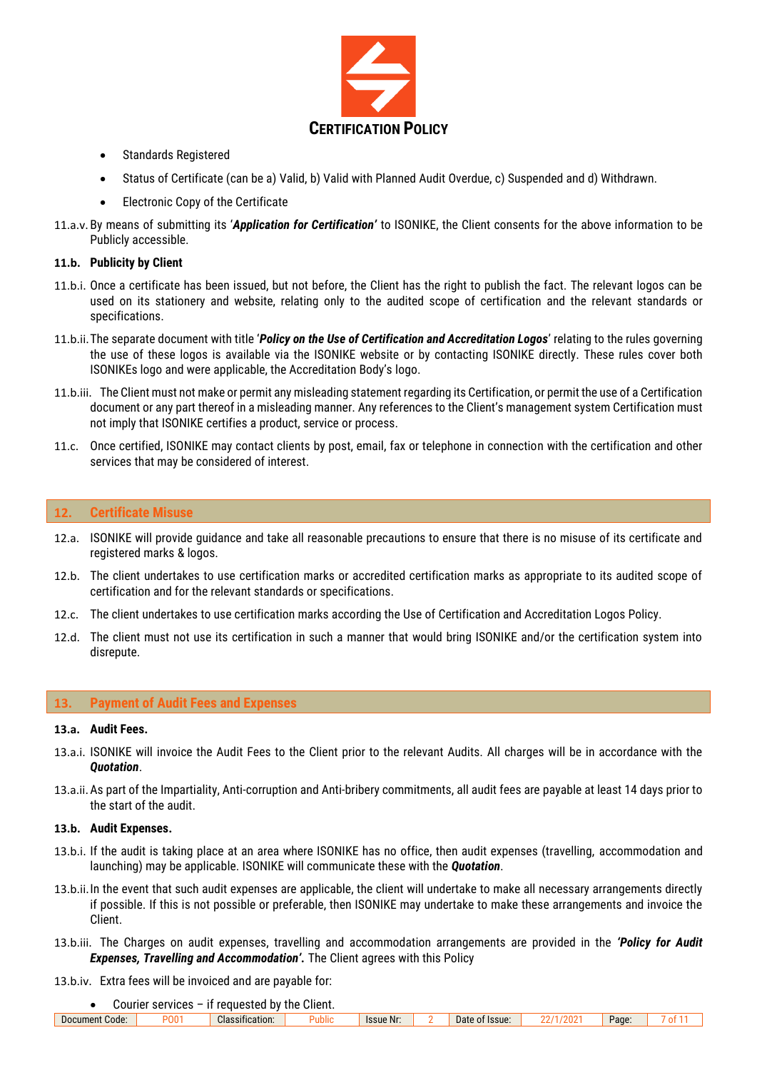- Standards Registered
- Status of Certificate (can be a) Valid, b) Valid with Planned Audit Overdue, c) Suspended and d) Withdrawn.
- Electronic Copy of the Certificate

11.a.v. By means of submitting its '***Application for Certification***' to ISONIKE, the Client consents for the above information to be Publicly accessible.

**11.b. Publicity by Client**

11.b.i. Once a certificate has been issued, but not before, the Client has the right to publish the fact. The relevant logos can be used on its stationery and website, relating only to the audited scope of certification and the relevant standards or specifications.

11.b.ii. The separate document with title '***Policy on the Use of Certification and Accreditation Logos***' relating to the rules governing the use of these logos is available via the ISONIKE website or by contacting ISONIKE directly. These rules cover both ISONIKEs logo and were applicable, the Accreditation Body's logo.

11.b.iii. The Client must not make or permit any misleading statement regarding its Certification, or permit the use of a Certification document or any part thereof in a misleading manner. Any references to the Client's management system Certification must not imply that ISONIKE certifies a product, service or process.

11.c. Once certified, ISONIKE may contact clients by post, email, fax or telephone in connection with the certification and other services that may be considered of interest.

## 12. Certificate Misuse

12.a. ISONIKE will provide guidance and take all reasonable precautions to ensure that there is no misuse of its certificate and registered marks & logos.

12.b. The client undertakes to use certification marks or accredited certification marks as appropriate to its audited scope of certification and for the relevant standards or specifications.

12.c. The client undertakes to use certification marks according the Use of Certification and Accreditation Logos Policy.

12.d. The client must not use its certification in such a manner that would bring ISONIKE and/or the certification system into disrepute.

## 13. Payment of Audit Fees and Expenses

**13.a. Audit Fees.**

13.a.i. ISONIKE will invoice the Audit Fees to the Client prior to the relevant Audits. All charges will be in accordance with the ***Quotation***.

13.a.ii. As part of the Impartiality, Anti-corruption and Anti-bribery commitments, all audit fees are payable at least 14 days prior to the start of the audit.

**13.b. Audit Expenses.**

13.b.i. If the audit is taking place at an area where ISONIKE has no office, then audit expenses (travelling, accommodation and launching) may be applicable. ISONIKE will communicate these with the ***Quotation***.

13.b.ii. In the event that such audit expenses are applicable, the client will undertake to make all necessary arrangements directly if possible. If this is not possible or preferable, then ISONIKE may undertake to make these arrangements and invoice the Client.

13.b.iii. The Charges on audit expenses, travelling and accommodation arrangements are provided in the ***'Policy for Audit Expenses, Travelling and Accommodation'***. The Client agrees with this Policy

13.b.iv. Extra fees will be invoiced and are payable for:

- Courier services – if requested by the Client.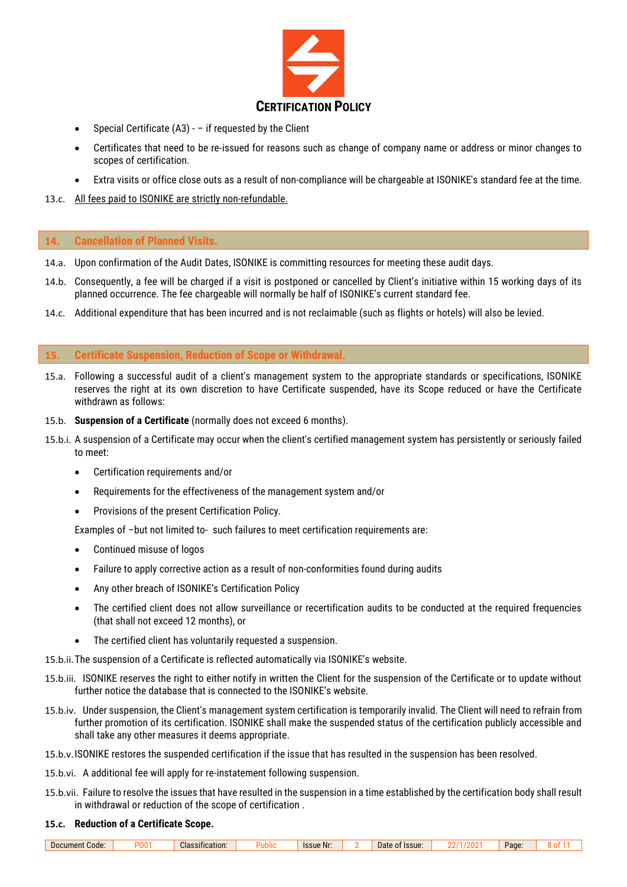- Special Certificate (A3) - – if requested by the Client
- Certificates that need to be re-issued for reasons such as change of company name or address or minor changes to scopes of certification.
- Extra visits or office close outs as a result of non-compliance will be chargeable at ISONIKE's standard fee at the time.

13.c. <u>All fees paid to ISONIKE are strictly non-refundable.</u>

## 14. Cancellation of Planned Visits.

14.a. Upon confirmation of the Audit Dates, ISONIKE is committing resources for meeting these audit days.

14.b. Consequently, a fee will be charged if a visit is postponed or cancelled by Client's initiative within 15 working days of its planned occurrence. The fee chargeable will normally be half of ISONIKE'S current standard fee.

14.c. Additional expenditure that has been incurred and is not reclaimable (such as flights or hotels) will also be levied.

## 15. Certificate Suspension, Reduction of Scope or Withdrawal.

15.a. Following a successful audit of a client's management system to the appropriate standards or specifications, ISONIKE reserves the right at its own discretion to have Certificate suspended, have its Scope reduced or have the Certificate withdrawn as follows:

15.b. **Suspension of a Certificate** (normally does not exceed 6 months).

15.b.i. A suspension of a Certificate may occur when the client's certified management system has persistently or seriously failed to meet:

- Certification requirements and/or
- Requirements for the effectiveness of the management system and/or
- Provisions of the present Certification Policy.

Examples of –but not limited to- such failures to meet certification requirements are:

- Continued misuse of logos
- Failure to apply corrective action as a result of non-conformities found during audits
- Any other breach of ISONIKE's Certification Policy
- The certified client does not allow surveillance or recertification audits to be conducted at the required frequencies (that shall not exceed 12 months), or
- The certified client has voluntarily requested a suspension.

15.b.ii. The suspension of a Certificate is reflected automatically via ISONIKE's website.

15.b.iii. ISONIKE reserves the right to either notify in written the Client for the suspension of the Certificate or to update without further notice the database that is connected to the ISONIKE's website.

15.b.iv. Under suspension, the Client's management system certification is temporarily invalid. The Client will need to refrain from further promotion of its certification. ISONIKE shall make the suspended status of the certification publicly accessible and shall take any other measures it deems appropriate.

15.b.v. ISONIKE restores the suspended certification if the issue that has resulted in the suspension has been resolved.

15.b.vi. A additional fee will apply for re-instatement following suspension.

15.b.vii. Failure to resolve the issues that have resulted in the suspension in a time established by the certification body shall result in withdrawal or reduction of the scope of certification .

**15.c. Reduction of a Certificate Scope.**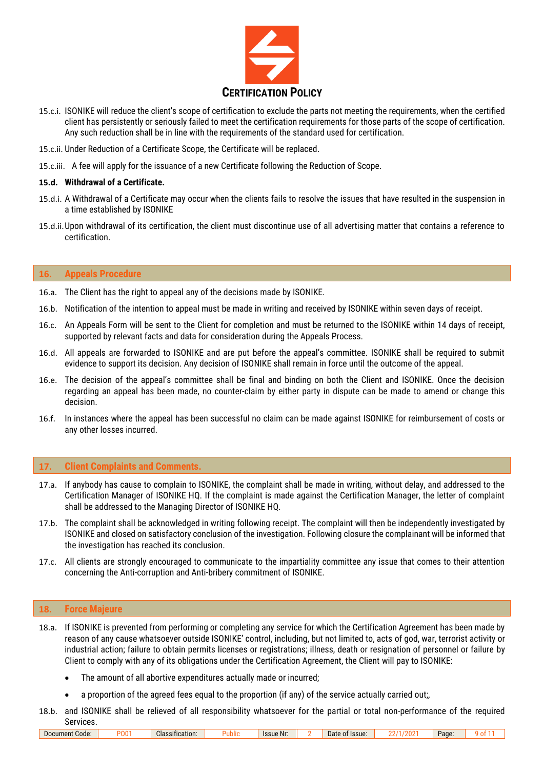15.c.i. ISONIKE will reduce the client's scope of certification to exclude the parts not meeting the requirements, when the certified client has persistently or seriously failed to meet the certification requirements for those parts of the scope of certification. Any such reduction shall be in line with the requirements of the standard used for certification.

15.c.ii. Under Reduction of a Certificate Scope, the Certificate will be replaced.

15.c.iii. A fee will apply for the issuance of a new Certificate following the Reduction of Scope.

**15.d. Withdrawal of a Certificate.**

15.d.i. A Withdrawal of a Certificate may occur when the clients fails to resolve the issues that have resulted in the suspension in a time established by ISONIKE

15.d.ii. Upon withdrawal of its certification, the client must discontinue use of all advertising matter that contains a reference to certification.

## 16. Appeals Procedure

16.a. The Client has the right to appeal any of the decisions made by ISONIKE.

16.b. Notification of the intention to appeal must be made in writing and received by ISONIKE within seven days of receipt.

16.c. An Appeals Form will be sent to the Client for completion and must be returned to the ISONIKE within 14 days of receipt, supported by relevant facts and data for consideration during the Appeals Process.

16.d. All appeals are forwarded to ISONIKE and are put before the appeal's committee. ISONIKE shall be required to submit evidence to support its decision. Any decision of ISONIKE shall remain in force until the outcome of the appeal.

16.e. The decision of the appeal's committee shall be final and binding on both the Client and ISONIKE. Once the decision regarding an appeal has been made, no counter-claim by either party in dispute can be made to amend or change this decision.

16.f. In instances where the appeal has been successful no claim can be made against ISONIKE for reimbursement of costs or any other losses incurred.

## 17. Client Complaints and Comments.

17.a. If anybody has cause to complain to ISONIKE, the complaint shall be made in writing, without delay, and addressed to the Certification Manager of ISONIKE HQ. If the complaint is made against the Certification Manager, the letter of complaint shall be addressed to the Managing Director of ISONIKE HQ.

17.b. The complaint shall be acknowledged in writing following receipt. The complaint will then be independently investigated by ISONIKE and closed on satisfactory conclusion of the investigation. Following closure the complainant will be informed that the investigation has reached its conclusion.

17.c. All clients are strongly encouraged to communicate to the impartiality committee any issue that comes to their attention concerning the Anti-corruption and Anti-bribery commitment of ISONIKE.

## 18. Force Majeure

18.a. If ISONIKE is prevented from performing or completing any service for which the Certification Agreement has been made by reason of any cause whatsoever outside ISONIKE' control, including, but not limited to, acts of god, war, terrorist activity or industrial action; failure to obtain permits licenses or registrations; illness, death or resignation of personnel or failure by Client to comply with any of its obligations under the Certification Agreement, the Client will pay to ISONIKE:

- The amount of all abortive expenditures actually made or incurred;
- a proportion of the agreed fees equal to the proportion (if any) of the service actually carried out;,

18.b. and ISONIKE shall be relieved of all responsibility whatsoever for the partial or total non-performance of the required Services.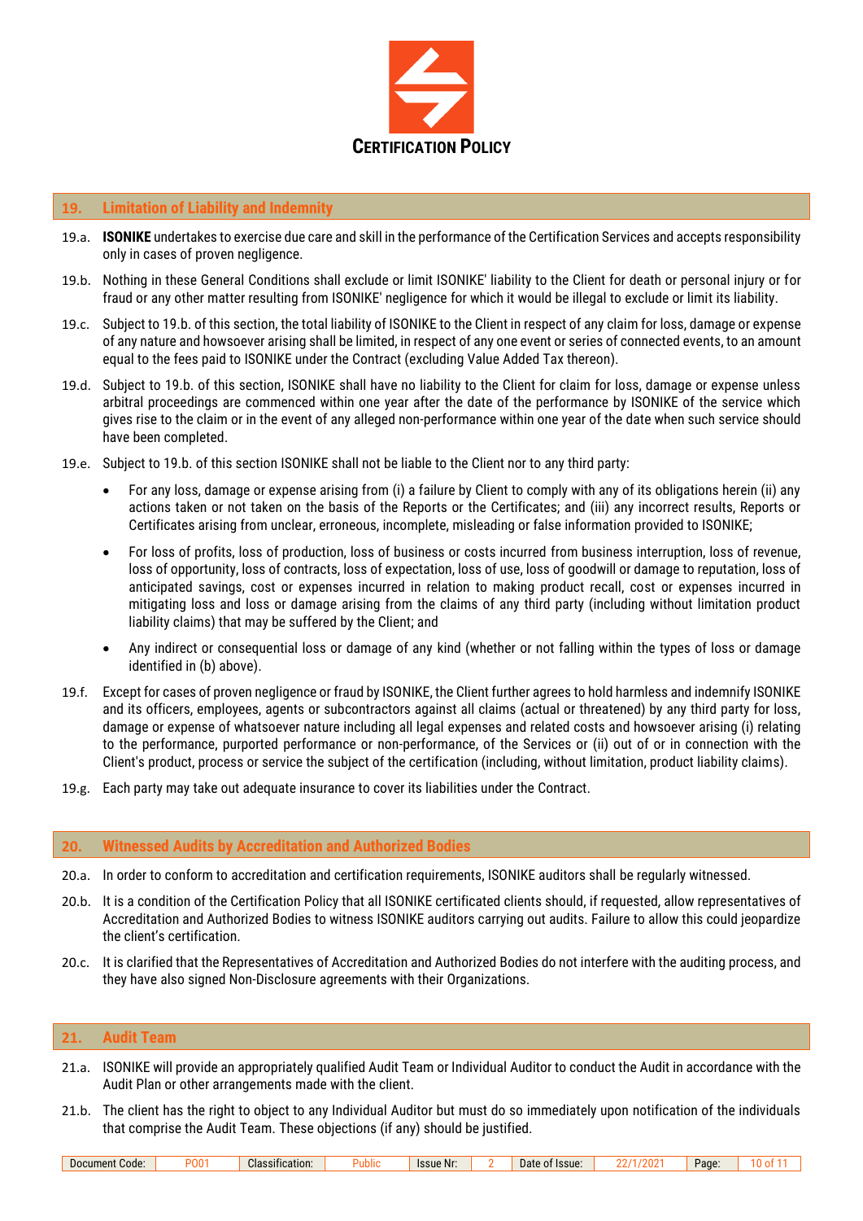## 19. Limitation of Liability and Indemnity

19.a. **ISONIKE** undertakes to exercise due care and skill in the performance of the Certification Services and accepts responsibility only in cases of proven negligence.

19.b. Nothing in these General Conditions shall exclude or limit ISONIKE' liability to the Client for death or personal injury or for fraud or any other matter resulting from ISONIKE' negligence for which it would be illegal to exclude or limit its liability.

19.c. Subject to 19.b. of this section, the total liability of ISONIKE to the Client in respect of any claim for loss, damage or expense of any nature and howsoever arising shall be limited, in respect of any one event or series of connected events, to an amount equal to the fees paid to ISONIKE under the Contract (excluding Value Added Tax thereon).

19.d. Subject to 19.b. of this section, ISONIKE shall have no liability to the Client for claim for loss, damage or expense unless arbitral proceedings are commenced within one year after the date of the performance by ISONIKE of the service which gives rise to the claim or in the event of any alleged non-performance within one year of the date when such service should have been completed.

19.e. Subject to 19.b. of this section ISONIKE shall not be liable to the Client nor to any third party:

- For any loss, damage or expense arising from (i) a failure by Client to comply with any of its obligations herein (ii) any actions taken or not taken on the basis of the Reports or the Certificates; and (iii) any incorrect results, Reports or Certificates arising from unclear, erroneous, incomplete, misleading or false information provided to ISONIKE;
- For loss of profits, loss of production, loss of business or costs incurred from business interruption, loss of revenue, loss of opportunity, loss of contracts, loss of expectation, loss of use, loss of goodwill or damage to reputation, loss of anticipated savings, cost or expenses incurred in relation to making product recall, cost or expenses incurred in mitigating loss and loss or damage arising from the claims of any third party (including without limitation product liability claims) that may be suffered by the Client; and
- Any indirect or consequential loss or damage of any kind (whether or not falling within the types of loss or damage identified in (b) above).

19.f. Except for cases of proven negligence or fraud by ISONIKE, the Client further agrees to hold harmless and indemnify ISONIKE and its officers, employees, agents or subcontractors against all claims (actual or threatened) by any third party for loss, damage or expense of whatsoever nature including all legal expenses and related costs and howsoever arising (i) relating to the performance, purported performance or non-performance, of the Services or (ii) out of or in connection with the Client's product, process or service the subject of the certification (including, without limitation, product liability claims).

19.g. Each party may take out adequate insurance to cover its liabilities under the Contract.

## 20. Witnessed Audits by Accreditation and Authorized Bodies

20.a. In order to conform to accreditation and certification requirements, ISONIKE auditors shall be regularly witnessed.

20.b. It is a condition of the Certification Policy that all ISONIKE certificated clients should, if requested, allow representatives of Accreditation and Authorized Bodies to witness ISONIKE auditors carrying out audits. Failure to allow this could jeopardize the client's certification.

20.c. It is clarified that the Representatives of Accreditation and Authorized Bodies do not interfere with the auditing process, and they have also signed Non-Disclosure agreements with their Organizations.

## 21. Audit Team

21.a. ISONIKE will provide an appropriately qualified Audit Team or Individual Auditor to conduct the Audit in accordance with the Audit Plan or other arrangements made with the client.

21.b. The client has the right to object to any Individual Auditor but must do so immediately upon notification of the individuals that comprise the Audit Team. These objections (if any) should be justified.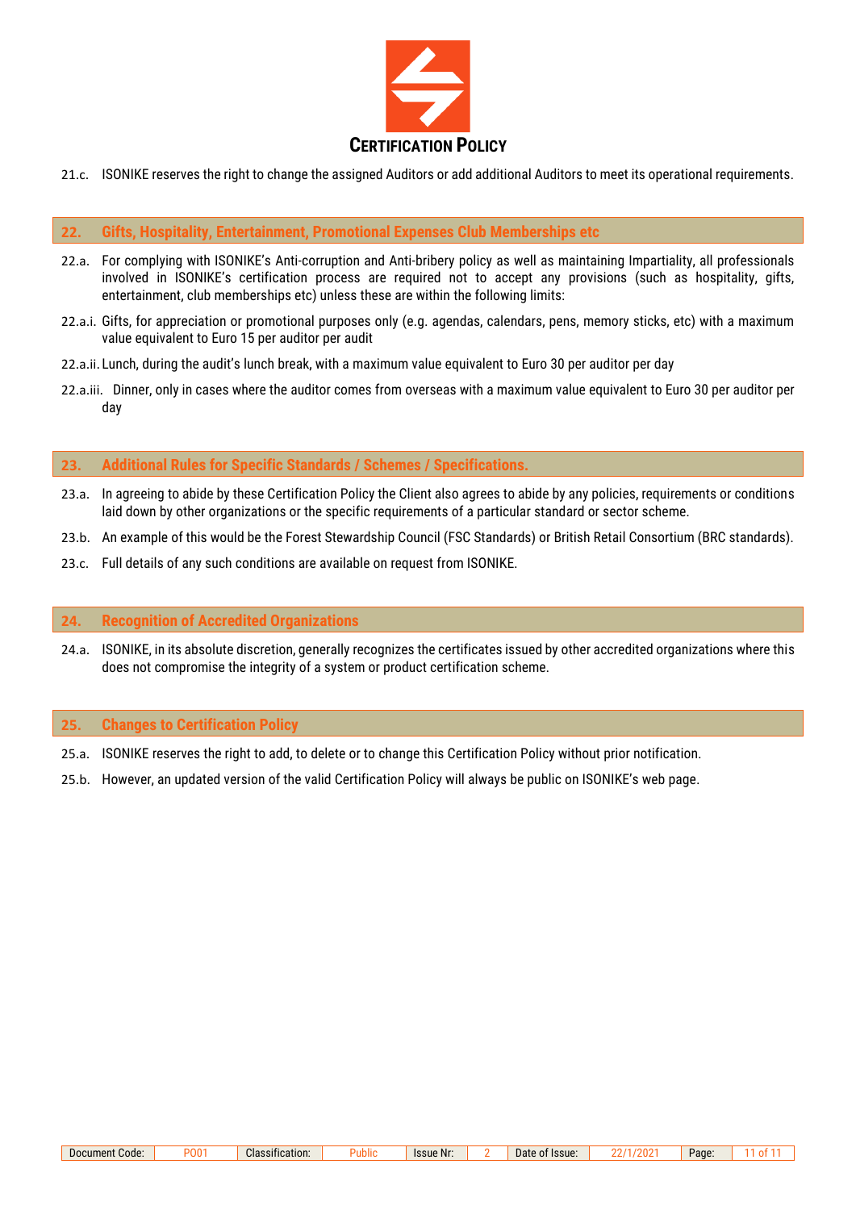21.c. ISONIKE reserves the right to change the assigned Auditors or add additional Auditors to meet its operational requirements.

## 22. Gifts, Hospitality, Entertainment, Promotional Expenses Club Memberships etc

22.a. For complying with ISONIKE's Anti-corruption and Anti-bribery policy as well as maintaining Impartiality, all professionals involved in ISONIKE's certification process are required not to accept any provisions (such as hospitality, gifts, entertainment, club memberships etc) unless these are within the following limits:

22.a.i. Gifts, for appreciation or promotional purposes only (e.g. agendas, calendars, pens, memory sticks, etc) with a maximum value equivalent to Euro 15 per auditor per audit

22.a.ii. Lunch, during the audit's lunch break, with a maximum value equivalent to Euro 30 per auditor per day

22.a.iii. Dinner, only in cases where the auditor comes from overseas with a maximum value equivalent to Euro 30 per auditor per day

## 23. Additional Rules for Specific Standards / Schemes / Specifications.

23.a. In agreeing to abide by these Certification Policy the Client also agrees to abide by any policies, requirements or conditions laid down by other organizations or the specific requirements of a particular standard or sector scheme.

23.b. An example of this would be the Forest Stewardship Council (FSC Standards) or British Retail Consortium (BRC standards).

23.c. Full details of any such conditions are available on request from ISONIKE.

## 24. Recognition of Accredited Organizations

24.a. ISONIKE, in its absolute discretion, generally recognizes the certificates issued by other accredited organizations where this does not compromise the integrity of a system or product certification scheme.

## 25. Changes to Certification Policy

25.a. ISONIKE reserves the right to add, to delete or to change this Certification Policy without prior notification.

25.b. However, an updated version of the valid Certification Policy will always be public on ISONIKE's web page.